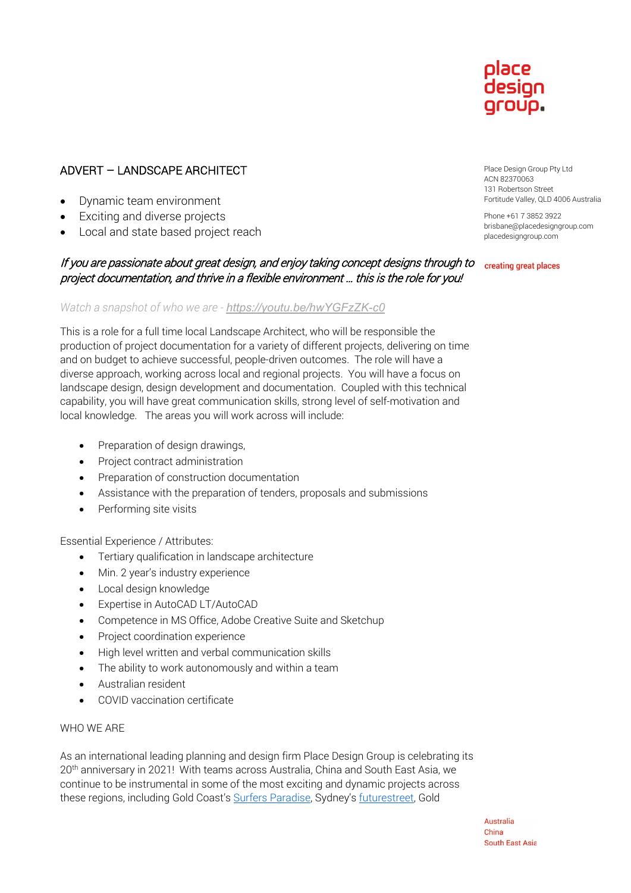place design group.

## ADVERT – LANDSCAPE ARCHITECT

Place Design Group Pty Ltd
ACN 82370063
131 Robertson Street
Fortitude Valley, QLD 4006 Australia

Phone +61 7 3852 3922
brisbane@placedesigngroup.com
placedesigngroup.com

creating great places

- Dynamic team environment
- Exciting and diverse projects
- Local and state based project reach

*If you are passionate about great design, and enjoy taking concept designs through to project documentation, and thrive in a flexible environment … this is the role for you!*

*Watch a snapshot of who we are - https://youtu.be/hwYGFzZK-c0*

This is a role for a full time local Landscape Architect, who will be responsible the production of project documentation for a variety of different projects, delivering on time and on budget to achieve successful, people-driven outcomes. The role will have a diverse approach, working across local and regional projects. You will have a focus on landscape design, design development and documentation. Coupled with this technical capability, you will have great communication skills, strong level of self-motivation and local knowledge. The areas you will work across will include:

- Preparation of design drawings,
- Project contract administration
- Preparation of construction documentation
- Assistance with the preparation of tenders, proposals and submissions
- Performing site visits

Essential Experience / Attributes:

- Tertiary qualification in landscape architecture
- Min. 2 year's industry experience
- Local design knowledge
- Expertise in AutoCAD LT/AutoCAD
- Competence in MS Office, Adobe Creative Suite and Sketchup
- Project coordination experience
- High level written and verbal communication skills
- The ability to work autonomously and within a team
- Australian resident
- COVID vaccination certificate

WHO WE ARE

As an international leading planning and design firm Place Design Group is celebrating its 20th anniversary in 2021! With teams across Australia, China and South East Asia, we continue to be instrumental in some of the most exciting and dynamic projects across these regions, including Gold Coast's Surfers Paradise, Sydney's futurestreet, Gold

Australia
China
South East Asia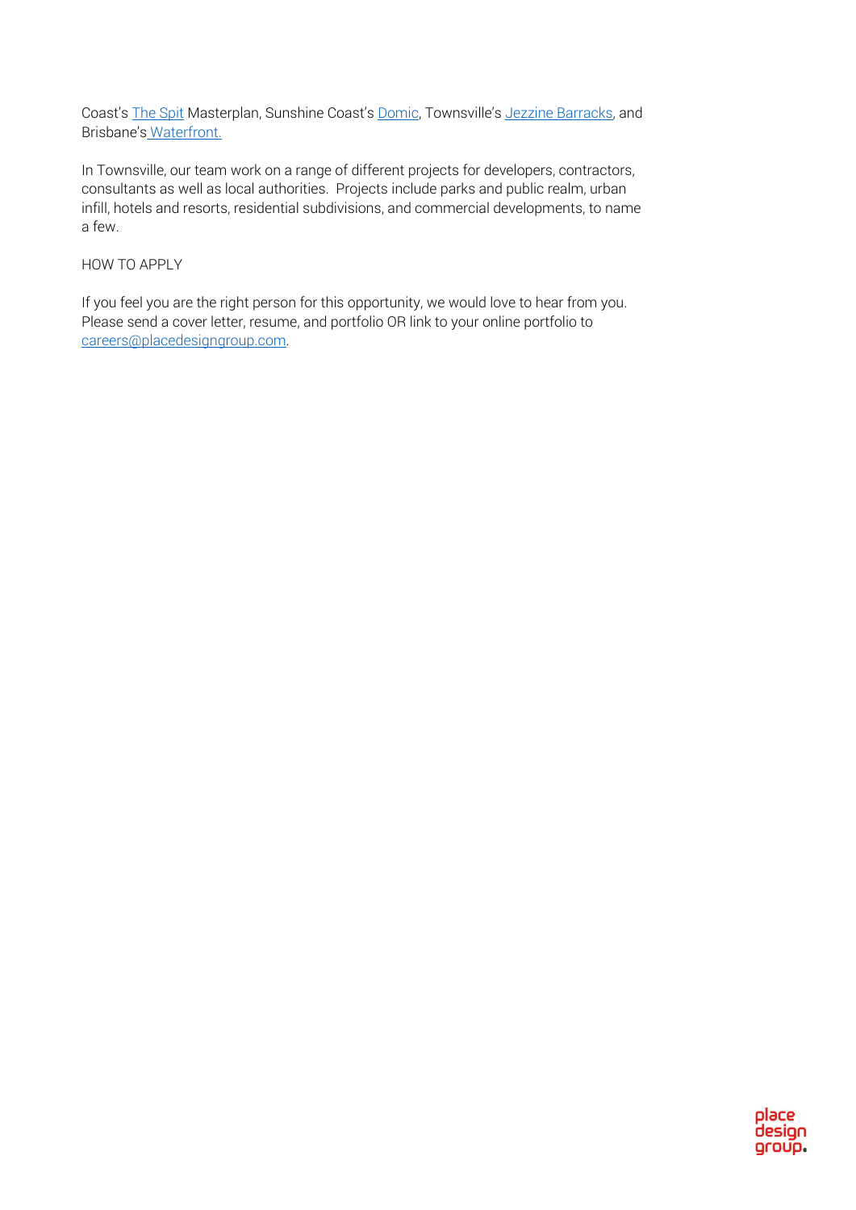Coast's The Spit Masterplan, Sunshine Coast's Domic, Townsville's Jezzine Barracks, and Brisbane's Waterfront.

In Townsville, our team work on a range of different projects for developers, contractors, consultants as well as local authorities. Projects include parks and public realm, urban infill, hotels and resorts, residential subdivisions, and commercial developments, to name a few.

HOW TO APPLY

If you feel you are the right person for this opportunity, we would love to hear from you. Please send a cover letter, resume, and portfolio OR link to your online portfolio to careers@placedesigngroup.com.